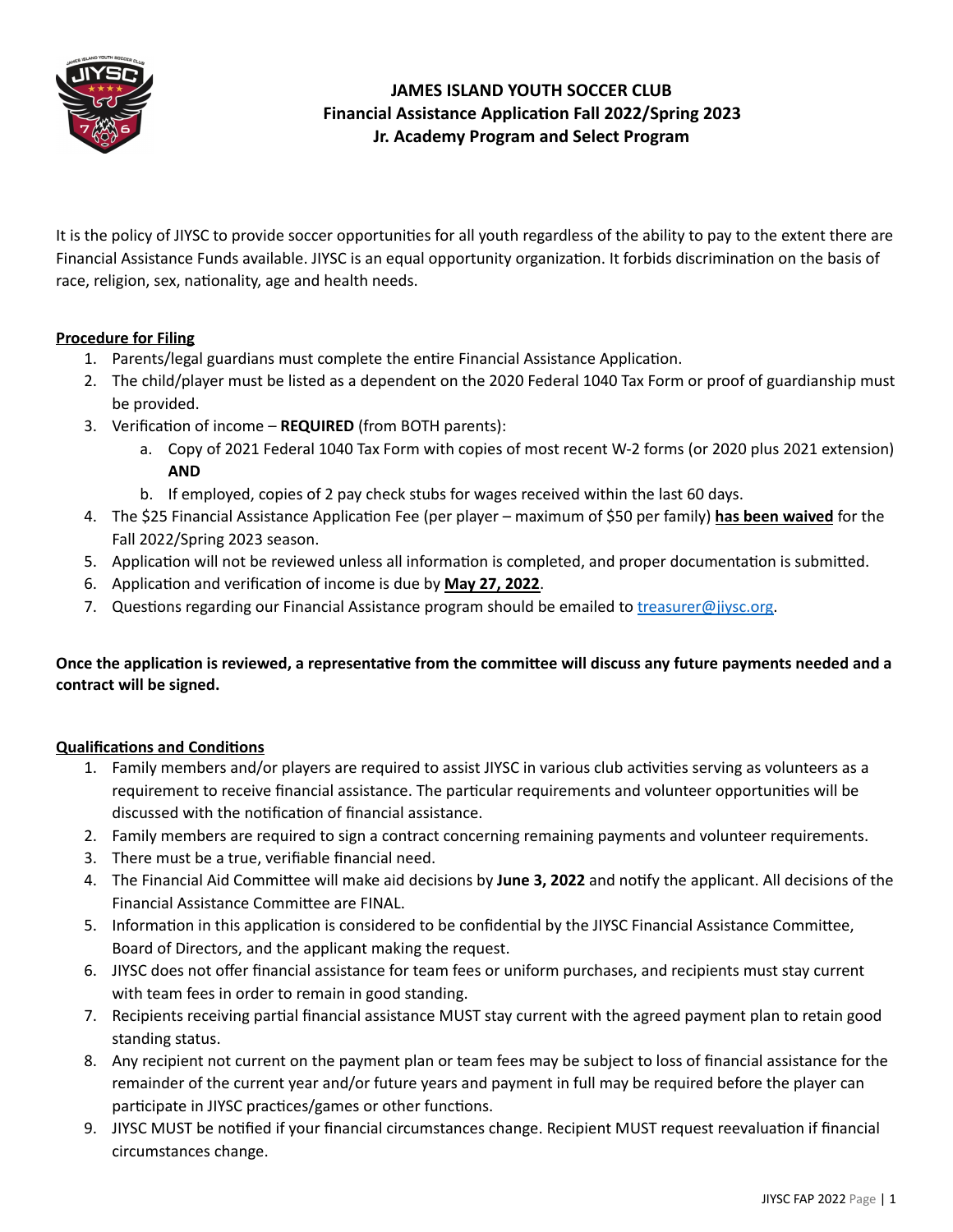# JAMES ISLAND YOUTH SOCCER CLUB
## Financial Assistance Application Fall 2022/Spring 2023
## Jr. Academy Program and Select Program

It is the policy of JIYSC to provide soccer opportunities for all youth regardless of the ability to pay to the extent there are Financial Assistance Funds available. JIYSC is an equal opportunity organization. It forbids discrimination on the basis of race, religion, sex, nationality, age and health needs.

**<u>Procedure for Filing</u>**

1. Parents/legal guardians must complete the entire Financial Assistance Application.
2. The child/player must be listed as a dependent on the 2020 Federal 1040 Tax Form or proof of guardianship must be provided.
3. Verification of income – **REQUIRED** (from BOTH parents):
   a. Copy of 2021 Federal 1040 Tax Form with copies of most recent W-2 forms (or 2020 plus 2021 extension) **AND**
   b. If employed, copies of 2 pay check stubs for wages received within the last 60 days.
4. The $25 Financial Assistance Application Fee (per player – maximum of $50 per family) **<u>has been waived</u>** for the Fall 2022/Spring 2023 season.
5. Application will not be reviewed unless all information is completed, and proper documentation is submitted.
6. Application and verification of income is due by **<u>May 27, 2022</u>**.
7. Questions regarding our Financial Assistance program should be emailed to treasurer@jiysc.org.

**Once the application is reviewed, a representative from the committee will discuss any future payments needed and a contract will be signed.**

**<u>Qualifications and Conditions</u>**

1. Family members and/or players are required to assist JIYSC in various club activities serving as volunteers as a requirement to receive financial assistance. The particular requirements and volunteer opportunities will be discussed with the notification of financial assistance.
2. Family members are required to sign a contract concerning remaining payments and volunteer requirements.
3. There must be a true, verifiable financial need.
4. The Financial Aid Committee will make aid decisions by **June 3, 2022** and notify the applicant. All decisions of the Financial Assistance Committee are FINAL.
5. Information in this application is considered to be confidential by the JIYSC Financial Assistance Committee, Board of Directors, and the applicant making the request.
6. JIYSC does not offer financial assistance for team fees or uniform purchases, and recipients must stay current with team fees in order to remain in good standing.
7. Recipients receiving partial financial assistance MUST stay current with the agreed payment plan to retain good standing status.
8. Any recipient not current on the payment plan or team fees may be subject to loss of financial assistance for the remainder of the current year and/or future years and payment in full may be required before the player can participate in JIYSC practices/games or other functions.
9. JIYSC MUST be notified if your financial circumstances change. Recipient MUST request reevaluation if financial circumstances change.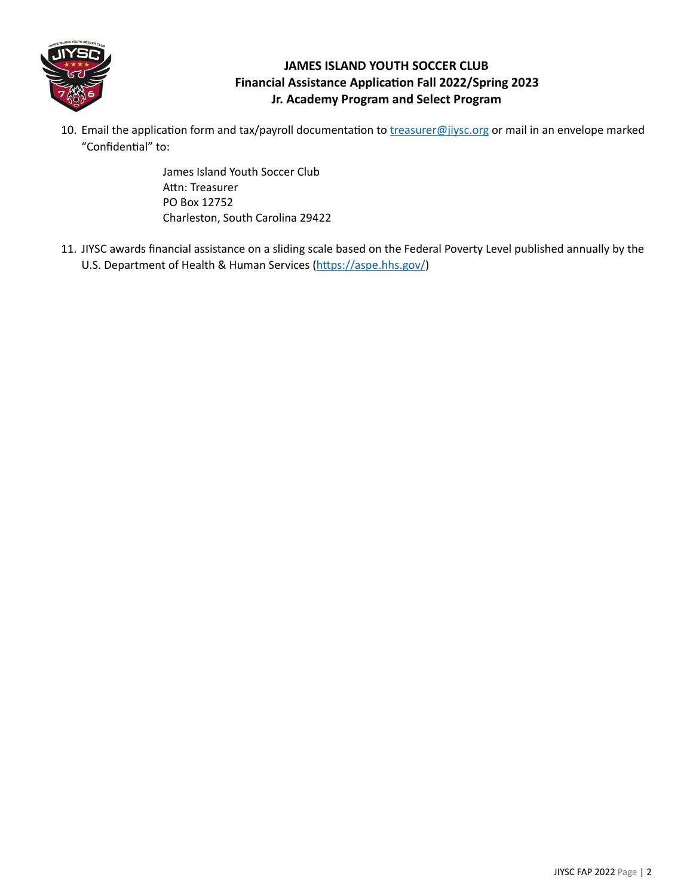**JAMES ISLAND YOUTH SOCCER CLUB**
**Financial Assistance Application Fall 2022/Spring 2023**
**Jr. Academy Program and Select Program**

10. Email the application form and tax/payroll documentation to [treasurer@jiysc.org](mailto:treasurer@jiysc.org) or mail in an envelope marked "Confidential" to:

    James Island Youth Soccer Club
    Attn: Treasurer
    PO Box 12752
    Charleston, South Carolina 29422

11. JIYSC awards financial assistance on a sliding scale based on the Federal Poverty Level published annually by the U.S. Department of Health & Human Services ([https://aspe.hhs.gov/](https://aspe.hhs.gov/))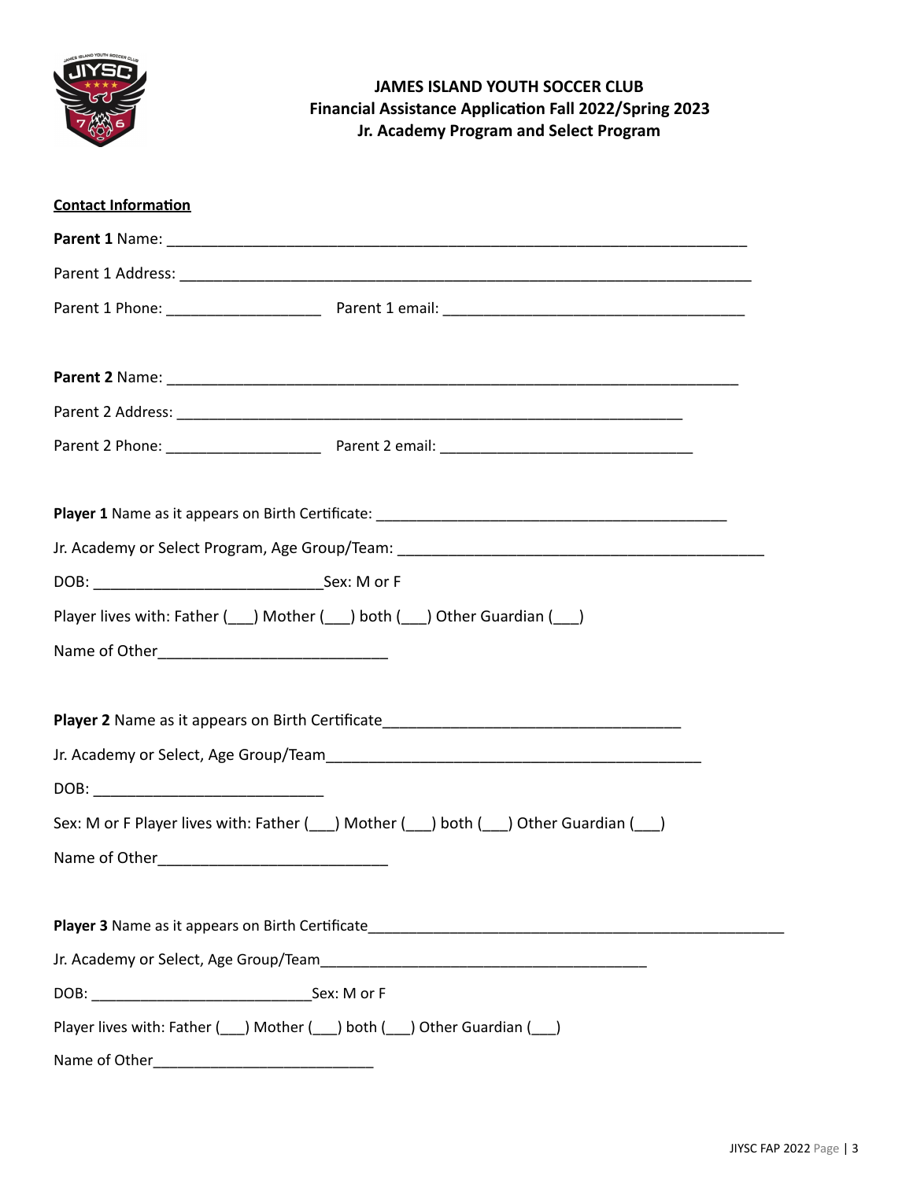**JAMES ISLAND YOUTH SOCCER CLUB**
**Financial Assistance Application Fall 2022/Spring 2023**
**Jr. Academy Program and Select Program**

**Contact Information**

**Parent 1** Name: ___________________________________________________________________________

Parent 1 Address: ___________________________________________________________________________

Parent 1 Phone: ____________________ Parent 1 email: _______________________________________

**Parent 2** Name: ___________________________________________________________________________

Parent 2 Address: ___________________________________________________________________

Parent 2 Phone: ____________________ Parent 2 email: _________________________________

**Player 1** Name as it appears on Birth Certificate: _______________________________________________

Jr. Academy or Select Program, Age Group/Team: _______________________________________________

DOB: ____________________________Sex: M or F

Player lives with: Father (___) Mother (___) both (___) Other Guardian (___)

Name of Other_____________________________

**Player 2** Name as it appears on Birth Certificate______________________________________

Jr. Academy or Select, Age Group/Team_________________________________________________

DOB: _____________________________

Sex: M or F Player lives with: Father (___) Mother (___) both (___) Other Guardian (___)

Name of Other_____________________________

**Player 3** Name as it appears on Birth Certificate_____________________________________________________

Jr. Academy or Select, Age Group/Team___________________________________________

DOB: ____________________________Sex: M or F

Player lives with: Father (___) Mother (___) both (___) Other Guardian (___)

Name of Other_____________________________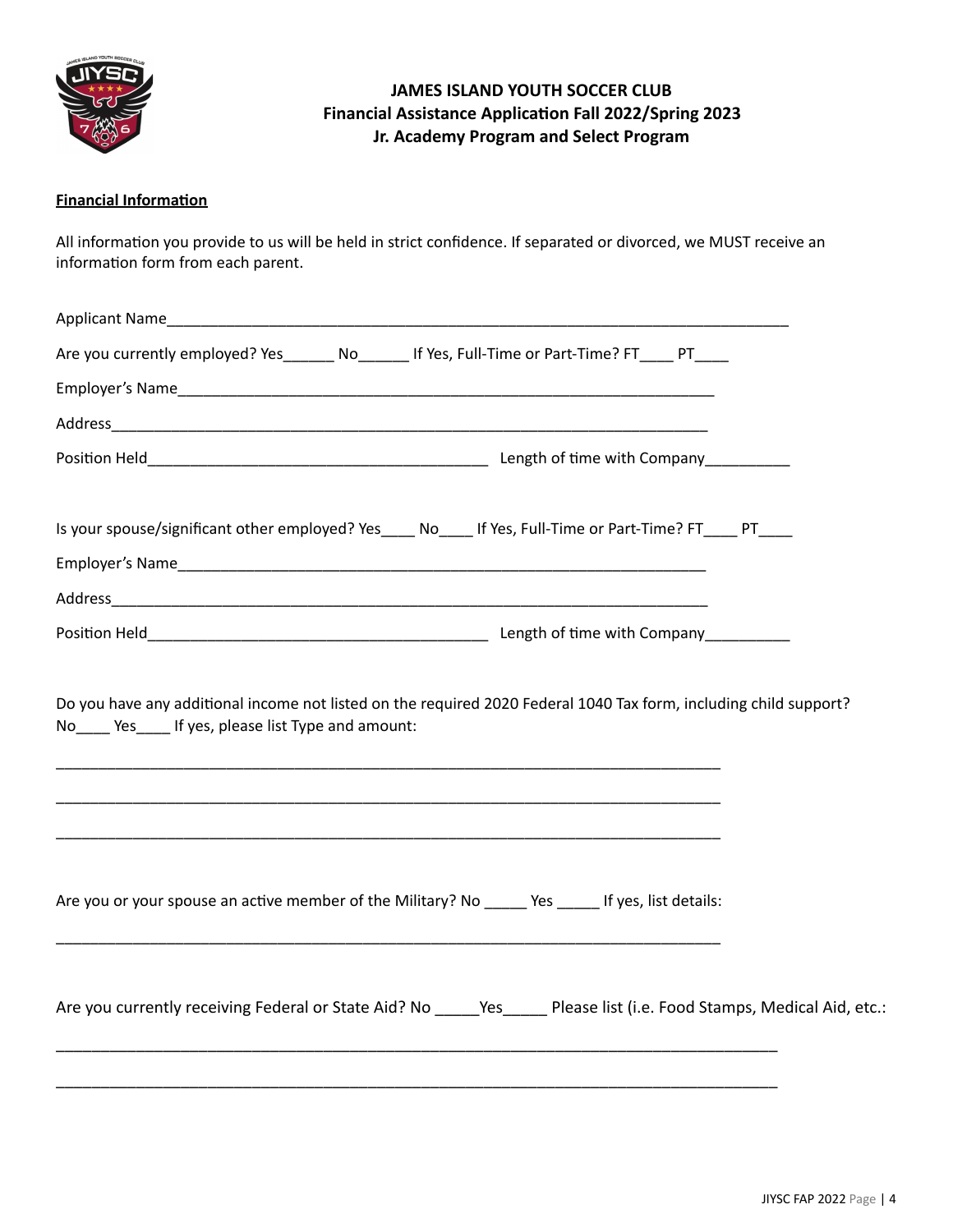**JAMES ISLAND YOUTH SOCCER CLUB**
**Financial Assistance Application Fall 2022/Spring 2023**
**Jr. Academy Program and Select Program**

**Financial Information**

All information you provide to us will be held in strict confidence. If separated or divorced, we MUST receive an information form from each parent.

Applicant Name_______________________________________________________________________________

Are you currently employed? Yes______ No______ If Yes, Full-Time or Part-Time? FT____ PT____

Employer's Name___________________________________________________________________

Address__________________________________________________________________________

Position Held_________________________________________ Length of time with Company__________

Is your spouse/significant other employed? Yes____ No____ If Yes, Full-Time or Part-Time? FT____ PT____

Employer's Name__________________________________________________________________

Address__________________________________________________________________________

Position Held_________________________________________ Length of time with Company__________

Do you have any additional income not listed on the required 2020 Federal 1040 Tax form, including child support? No____ Yes____ If yes, please list Type and amount:

________________________________________________________________________________

________________________________________________________________________________

________________________________________________________________________________

Are you or your spouse an active member of the Military? No _____ Yes _____ If yes, list details:

________________________________________________________________________________

Are you currently receiving Federal or State Aid? No _____Yes_____ Please list (i.e. Food Stamps, Medical Aid, etc.:

_______________________________________________________________________________________

_______________________________________________________________________________________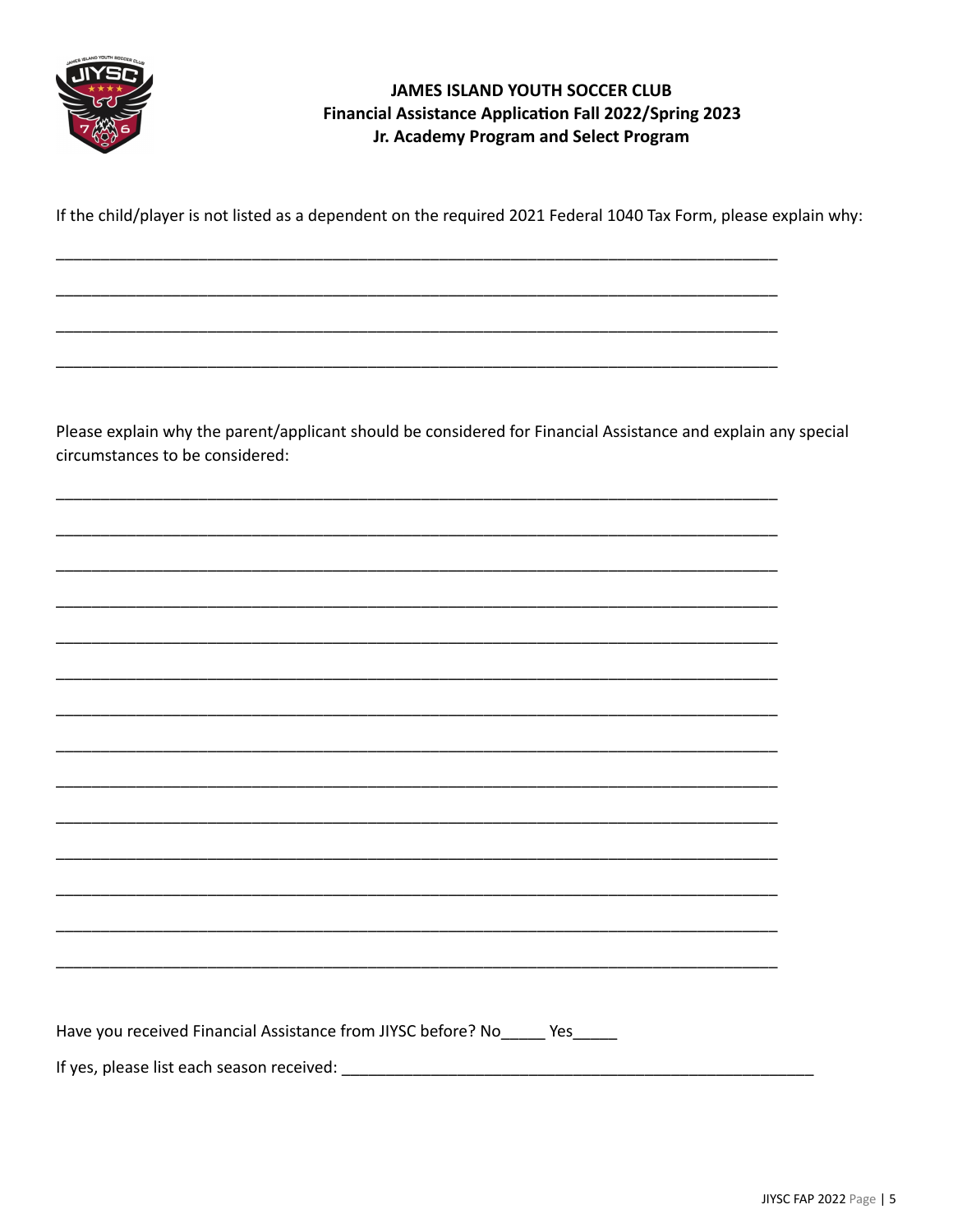**JAMES ISLAND YOUTH SOCCER CLUB**
**Financial Assistance Application Fall 2022/Spring 2023**
**Jr. Academy Program and Select Program**

If the child/player is not listed as a dependent on the required 2021 Federal 1040 Tax Form, please explain why:

_______________________________________________________________________________

_______________________________________________________________________________

_______________________________________________________________________________

_______________________________________________________________________________

Please explain why the parent/applicant should be considered for Financial Assistance and explain any special circumstances to be considered:

_______________________________________________________________________________

_______________________________________________________________________________

_______________________________________________________________________________

_______________________________________________________________________________

_______________________________________________________________________________

_______________________________________________________________________________

_______________________________________________________________________________

_______________________________________________________________________________

_______________________________________________________________________________

_______________________________________________________________________________

_______________________________________________________________________________

_______________________________________________________________________________

_______________________________________________________________________________

_______________________________________________________________________________

Have you received Financial Assistance from JIYSC before? No_____ Yes_____

If yes, please list each season received: ____________________________________________________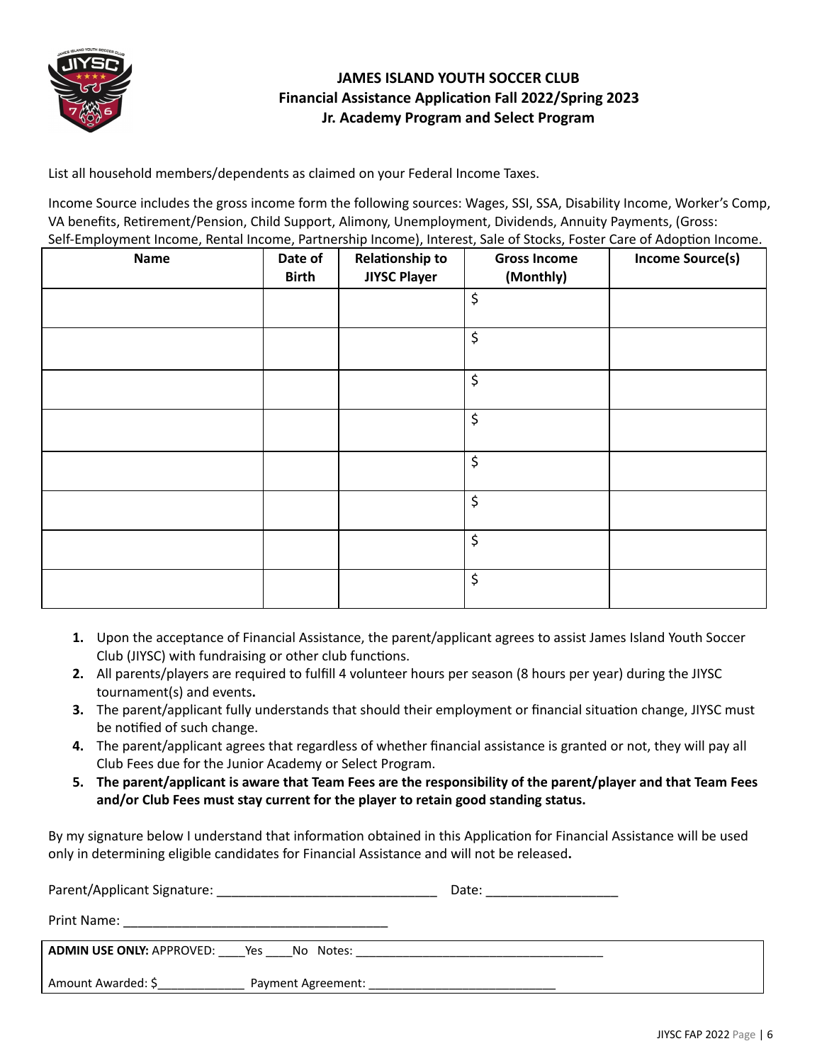# JAMES ISLAND YOUTH SOCCER CLUB
## Financial Assistance Application Fall 2022/Spring 2023
## Jr. Academy Program and Select Program

List all household members/dependents as claimed on your Federal Income Taxes.

Income Source includes the gross income form the following sources: Wages, SSI, SSA, Disability Income, Worker's Comp, VA benefits, Retirement/Pension, Child Support, Alimony, Unemployment, Dividends, Annuity Payments, (Gross: Self-Employment Income, Rental Income, Partnership Income), Interest, Sale of Stocks, Foster Care of Adoption Income.

| Name | Date of Birth | Relationship to JIYSC Player | Gross Income (Monthly) | Income Source(s) |
|---|---|---|---|---|
| | | | $ | |
| | | | $ | |
| | | | $ | |
| | | | $ | |
| | | | $ | |
| | | | $ | |
| | | | $ | |
| | | | $ | |

1. Upon the acceptance of Financial Assistance, the parent/applicant agrees to assist James Island Youth Soccer Club (JIYSC) with fundraising or other club functions.
2. All parents/players are required to fulfill 4 volunteer hours per season (8 hours per year) during the JIYSC tournament(s) and events.
3. The parent/applicant fully understands that should their employment or financial situation change, JIYSC must be notified of such change.
4. The parent/applicant agrees that regardless of whether financial assistance is granted or not, they will pay all Club Fees due for the Junior Academy or Select Program.
5. **The parent/applicant is aware that Team Fees are the responsibility of the parent/player and that Team Fees and/or Club Fees must stay current for the player to retain good standing status.**

By my signature below I understand that information obtained in this Application for Financial Assistance will be used only in determining eligible candidates for Financial Assistance and will not be released.

Parent/Applicant Signature: ______________________________ Date: __________________

Print Name: ____________________________________

**ADMIN USE ONLY:** APPROVED: ____Yes ____No Notes: ____________________________________

Amount Awarded: $____________ Payment Agreement: __________________________